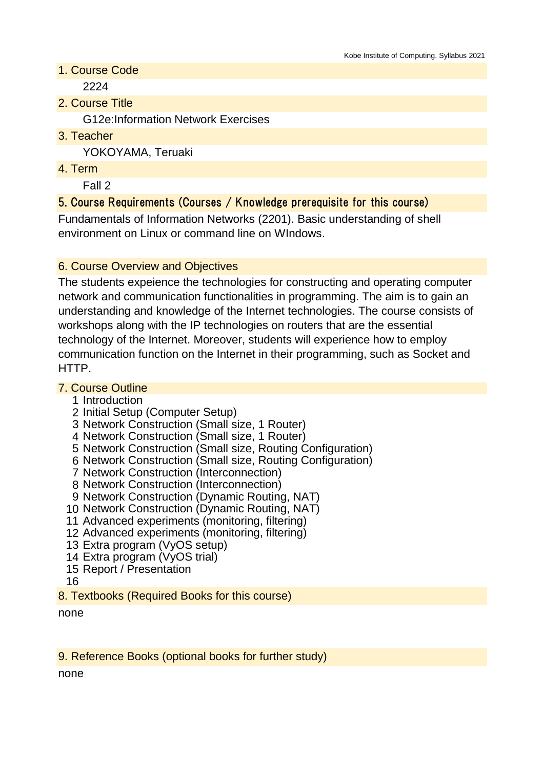## 1. Course Code

2224

## 2. Course Title

G12e:Information Network Exercises

## 3. Teacher

YOKOYAMA, Teruaki

## 4. Term

Fall 2

## 5. Course Requirements (Courses / Knowledge prerequisite for this course)

Fundamentals of Information Networks (2201). Basic understanding of shell environment on Linux or command line on WIndows.

## 6. Course Overview and Objectives

The students expeience the technologies for constructing and operating computer network and communication functionalities in programming. The aim is to gain an understanding and knowledge of the Internet technologies. The course consists of workshops along with the IP technologies on routers that are the essential technology of the Internet. Moreover, students will experience how to employ communication function on the Internet in their programming, such as Socket and HTTP.

## 7. Course Outline

1. Introduction
2. Initial Setup (Computer Setup)
3. Network Construction (Small size, 1 Router)
4. Network Construction (Small size, 1 Router)
5. Network Construction (Small size, Routing Configuration)
6. Network Construction (Small size, Routing Configuration)
7. Network Construction (Interconnection)
8. Network Construction (Interconnection)
9. Network Construction (Dynamic Routing, NAT)
10. Network Construction (Dynamic Routing, NAT)
11. Advanced experiments (monitoring, filtering)
12. Advanced experiments (monitoring, filtering)
13. Extra program (VyOS setup)
14. Extra program (VyOS trial)
15. Report / Presentation
16.

## 8. Textbooks (Required Books for this course)

none

## 9. Reference Books (optional books for further study)

none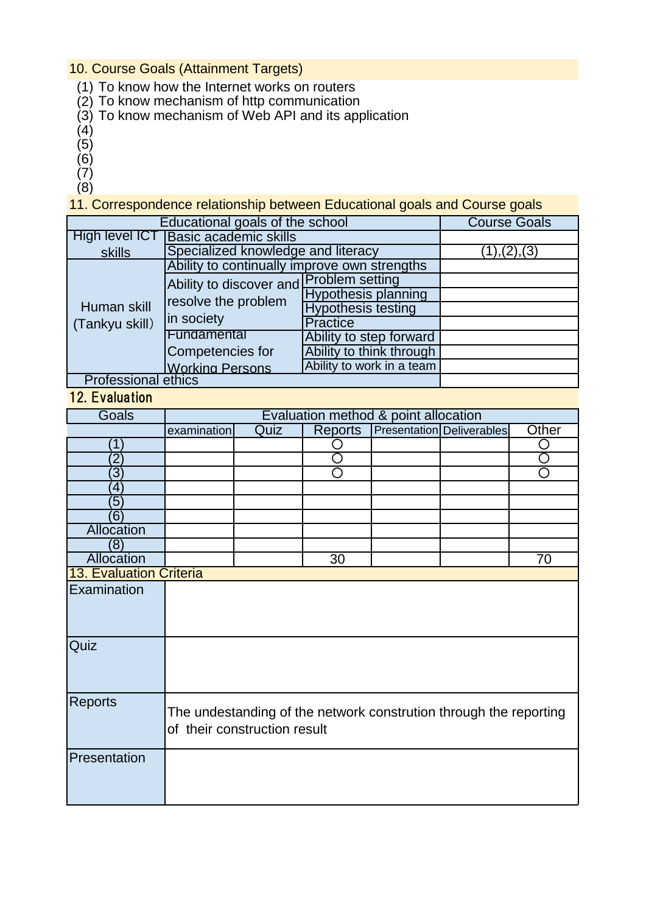## 10. Course Goals (Attainment Targets)

(1) To know how the Internet works on routers
(2) To know mechanism of http communication
(3) To know mechanism of Web API and its application
(4)
(5)
(6)
(7)
(8)

## 11. Correspondence relationship between Educational goals and Course goals

| Educational goals of the school | | | Course Goals |
|---|---|---|---|
| High level ICT skills | Basic academic skills | | |
| | Specialized knowledge and literacy | | (1),(2),(3) |
| Human skill (Tankyu skill) | Ability to continually improve own strengths | | |
| | Ability to discover and resolve the problem in society | Problem setting | |
| | | Hypothesis planning | |
| | | Hypothesis testing | |
| | | Practice | |
| | Fundamental Competencies for Working Persons | Ability to step forward | |
| | | Ability to think through | |
| | | Ability to work in a team | |
| Professional ethics | | | |

## 12. Evaluation

| Goals | Evaluation method & point allocation | | | | | |
|---|---|---|---|---|---|---|
| | examination | Quiz | Reports | Presentation | Deliverables | Other |
| (1) | | | ○ | | | ○ |
| (2) | | | ○ | | | ○ |
| (3) | | | ○ | | | ○ |
| (4) | | | | | | |
| (5) | | | | | | |
| (6) | | | | | | |
| Allocation | | | | | | |
| (8) | | | | | | |
| Allocation | | | 30 | | | 70 |

## 13. Evaluation Criteria

| | |
|---|---|
| Examination | |
| Quiz | |
| Reports | The undestanding of the network constrution through the reporting of their construction result |
| Presentation | |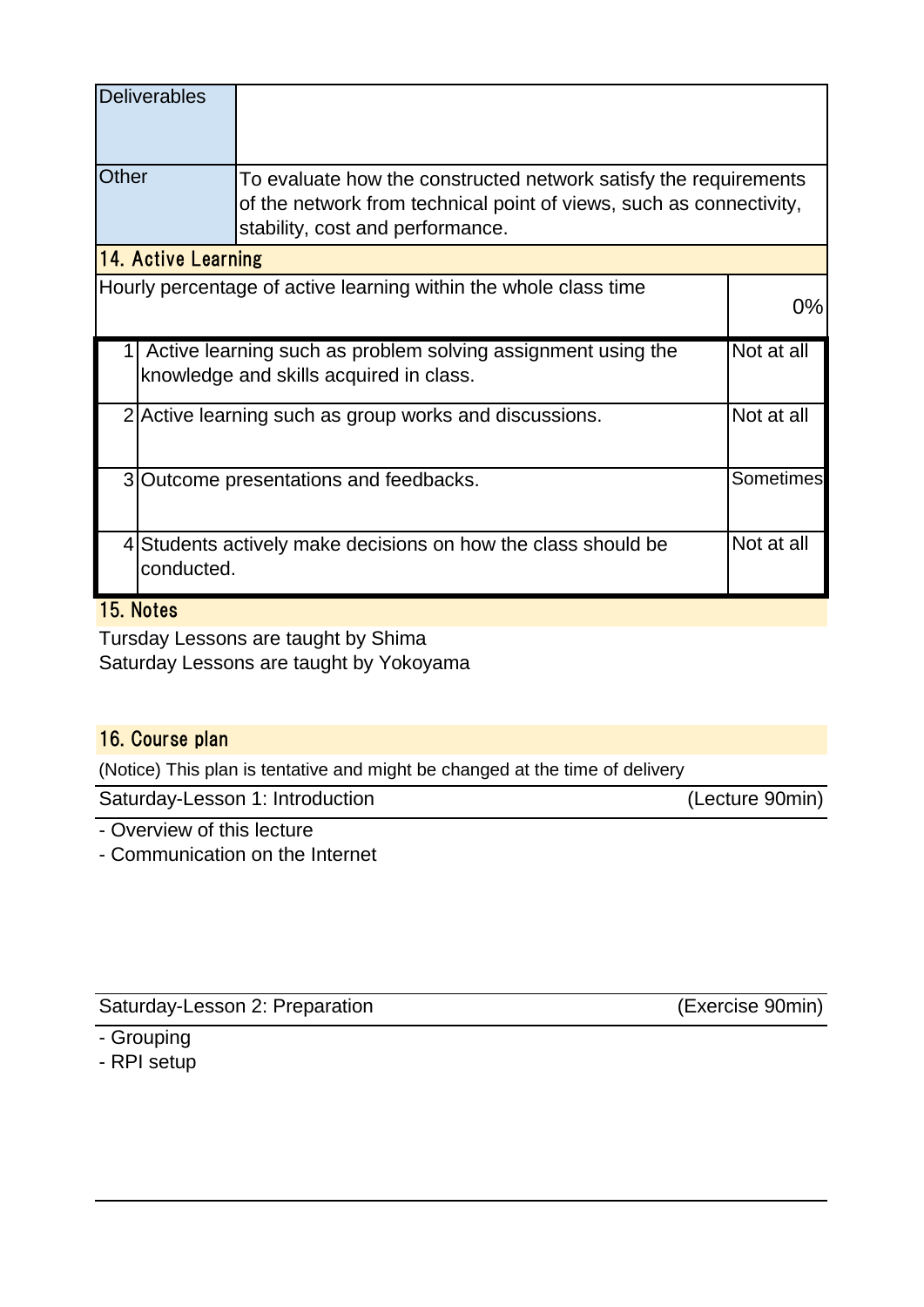| Deliverables | |
| --- | --- |
| Other | To evaluate how the constructed network satisfy the requirements of the network from technical point of views, such as connectivity, stability, cost and performance. |

## 14. Active Learning

| Hourly percentage of active learning within the whole class time | | 0% |
| --- | --- | --- |
| 1 | Active learning such as problem solving assignment using the knowledge and skills acquired in class. | Not at all |
| 2 | Active learning such as group works and discussions. | Not at all |
| 3 | Outcome presentations and feedbacks. | Sometimes |
| 4 | Students actively make decisions on how the class should be conducted. | Not at all |

## 15. Notes

Tursday Lessons are taught by Shima
Saturday Lessons are taught by Yokoyama

## 16. Course plan

(Notice) This plan is tentative and might be changed at the time of delivery

**Saturday-Lesson 1: Introduction** (Lecture 90min)

- Overview of this lecture
- Communication on the Internet

**Saturday-Lesson 2: Preparation** (Exercise 90min)

- Grouping
- RPI setup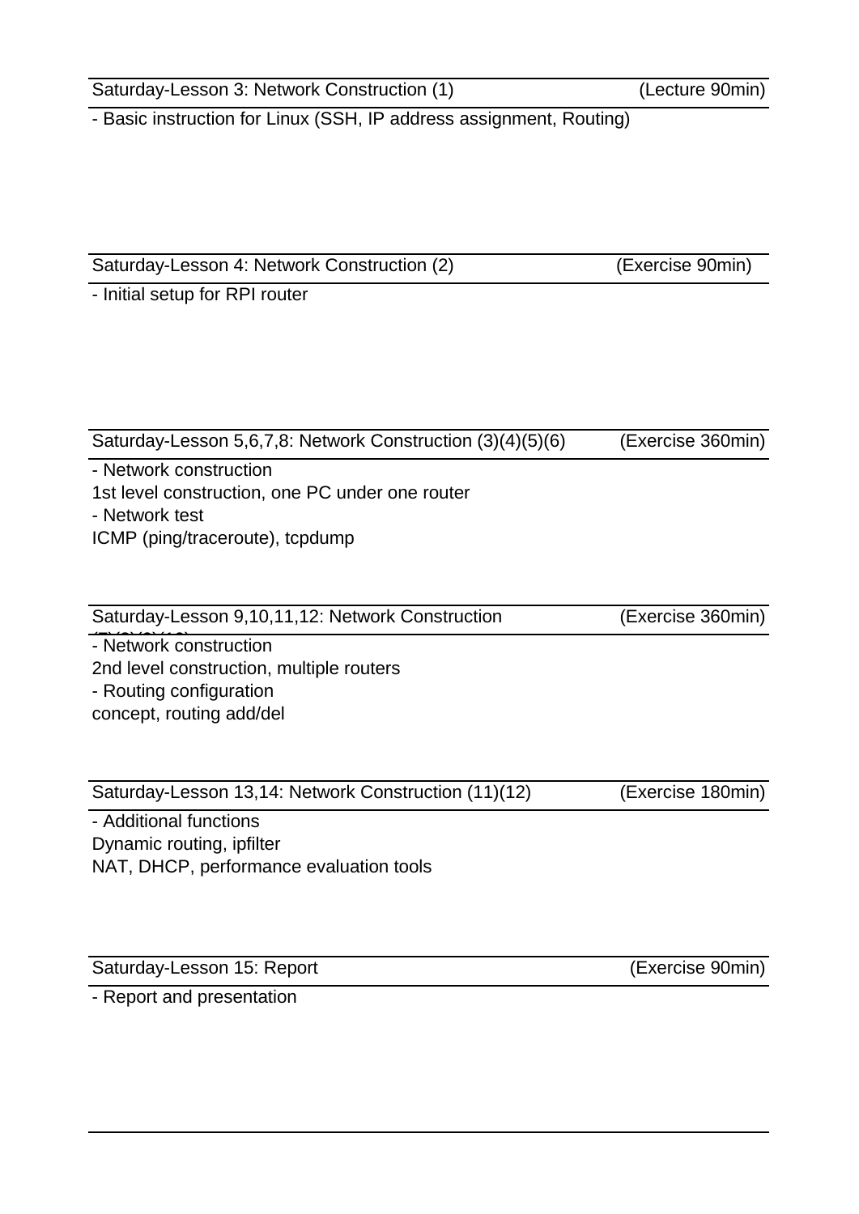| Saturday-Lesson 3: Network Construction (1) | (Lecture 90min) |
|---|---|

- Basic instruction for Linux (SSH, IP address assignment, Routing)

| Saturday-Lesson 4: Network Construction (2) | (Exercise 90min) |
|---|---|

- Initial setup for RPI router

| Saturday-Lesson 5,6,7,8: Network Construction (3)(4)(5)(6) | (Exercise 360min) |
|---|---|

- Network construction
1st level construction, one PC under one router
- Network test
ICMP (ping/traceroute), tcpdump

| Saturday-Lesson 9,10,11,12: Network Construction (7)(8)(9)(10) | (Exercise 360min) |
|---|---|

- Network construction
2nd level construction, multiple routers
- Routing configuration
concept, routing add/del

| Saturday-Lesson 13,14: Network Construction (11)(12) | (Exercise 180min) |
|---|---|

- Additional functions
Dynamic routing, ipfilter
NAT, DHCP, performance evaluation tools

| Saturday-Lesson 15: Report | (Exercise 90min) |
|---|---|

- Report and presentation